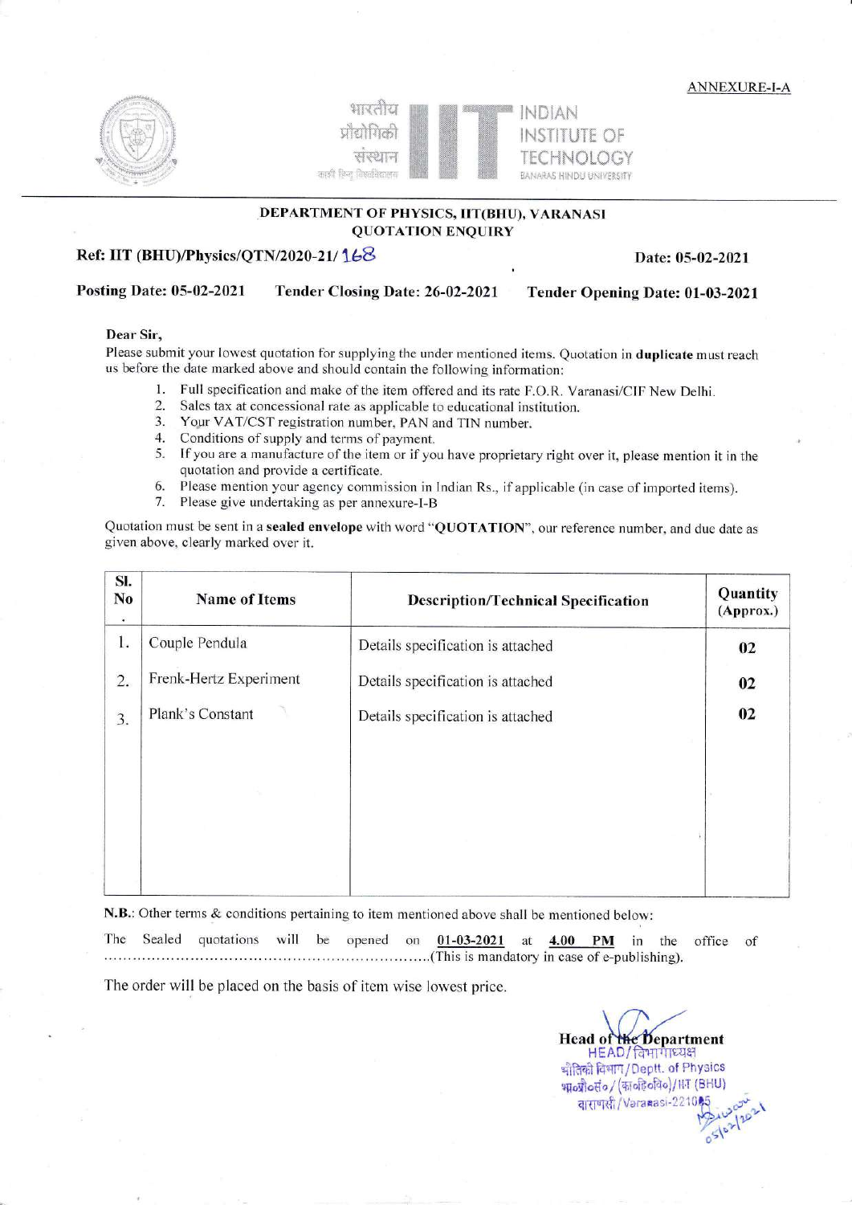ANNEXURE-I-A

भारतीय प्रौद्योगिकी संस्थान काशी हिन्दू विश्वविद्यालय

INDIAN INSTITUTE OF TECHNOLOGY BANARAS HINDU UNIVERSITY

## DEPARTMENT OF PHYSICS, IIT(BHU), VARANASI
## QUOTATION ENQUIRY

**Ref: IIT (BHU)/Physics/QTN/2020-21/ 168** **Date: 05-02-2021**

**Posting Date: 05-02-2021** **Tender Closing Date: 26-02-2021** **Tender Opening Date: 01-03-2021**

**Dear Sir,**

Please submit your lowest quotation for supplying the under mentioned items. Quotation in **duplicate** must reach us before the date marked above and should contain the following information:

1. Full specification and make of the item offered and its rate F.O.R. Varanasi/CIF New Delhi.
2. Sales tax at concessional rate as applicable to educational institution.
3. Your VAT/CST registration number, PAN and TIN number.
4. Conditions of supply and terms of payment.
5. If you are a manufacture of the item or if you have proprietary right over it, please mention it in the quotation and provide a certificate.
6. Please mention your agency commission in Indian Rs., if applicable (in case of imported items).
7. Please give undertaking as per annexure-I-B

Quotation must be sent in a **sealed envelope** with word "**QUOTATION**", our reference number, and due date as given above, clearly marked over it.

| Sl. No. | Name of Items | Description/Technical Specification | Quantity (Approx.) |
|---|---|---|---|
| 1. | Couple Pendula | Details specification is attached | 02 |
| 2. | Frenk-Hertz Experiment | Details specification is attached | 02 |
| 3. | Plank's Constant | Details specification is attached | 02 |

**N.B.**: Other terms & conditions pertaining to item mentioned above shall be mentioned below:

The Sealed quotations will be opened on **01-03-2021** at **4.00 PM** in the office of ……………………………………………………………(This is mandatory in case of e-publishing).

The order will be placed on the basis of item wise lowest price.

**Head of the Department**
HEAD/विभागाध्यक्ष
भौतिकी विभाग/Deptt. of Physics
भा०प्रौ०सं०/(का०हि०वि०)/IIT (BHU)
वाराणसी/Varanasi-221005
05/02/2021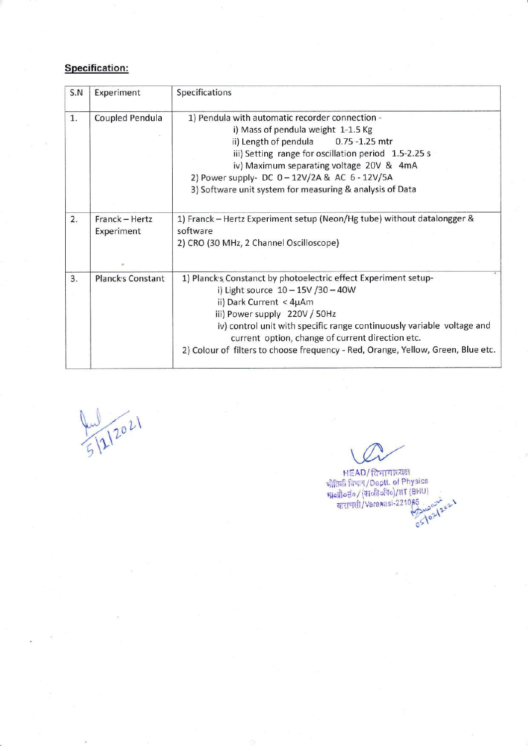**Specification:**

| S.N | Experiment | Specifications |
|---|---|---|
| 1. | Coupled Pendula | 1) Pendula with automatic recorder connection - <br> i) Mass of pendula weight 1-1.5 Kg <br> ii) Length of pendula 0.75 -1.25 mtr <br> iii) Setting range for oscillation period 1.5-2.25 s <br> iv) Maximum separating voltage 20V & 4mA <br> 2) Power supply- DC 0 – 12V/2A & AC 6 - 12V/5A <br> 3) Software unit system for measuring & analysis of Data |
| 2. | Franck – Hertz Experiment | 1) Franck – Hertz Experiment setup (Neon/Hg tube) without datalongger & software <br> 2) CRO (30 MHz, 2 Channel Oscilloscope) |
| 3. | Plancks Constant | 1) Plancks Constanct by photoelectric effect Experiment setup- <br> i) Light source 10 – 15V /30 – 40W <br> ii) Dark Current < 4μAm <br> iii) Power supply 220V / 50Hz <br> iv) control unit with specific range continuously variable voltage and current option, change of current direction etc. <br> 2) Colour of filters to choose frequency - Red, Orange, Yellow, Green, Blue etc. |

5/1/2021

HEAD/विभागाध्यक्ष
भौतिकी विभाग/Deptt. of Physics
भा०प्रौ०सं०/(का०हि०वि०)/IIT (BHU)
वाराणसी/Varanasi-221005

05/02/2021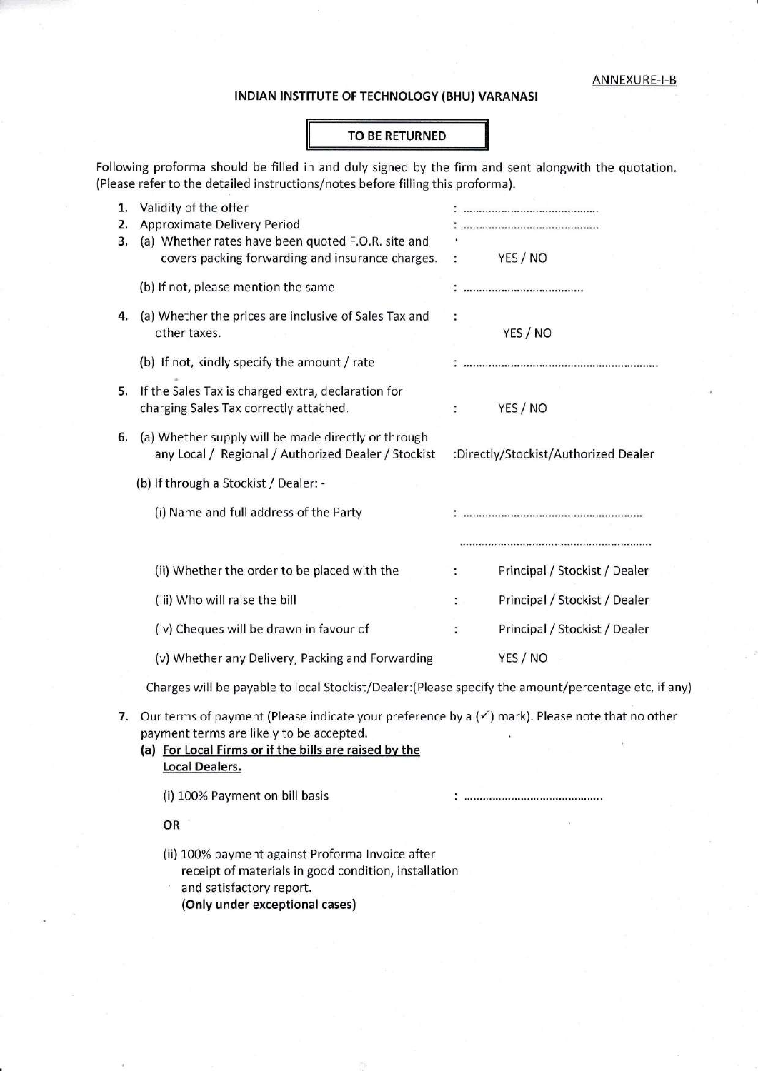ANNEXURE-I-B

# INDIAN INSTITUTE OF TECHNOLOGY (BHU) VARANASI

**TO BE RETURNED**

Following proforma should be filled in and duly signed by the firm and sent alongwith the quotation. (Please refer to the detailed instructions/notes before filling this proforma).

1. Validity of the offer : ..........................................
2. Approximate Delivery Period : ..........................................
3. (a) Whether rates have been quoted F.O.R. site and covers packing forwarding and insurance charges. : YES / NO

   (b) If not, please mention the same : ..................................

4. (a) Whether the prices are inclusive of Sales Tax and other taxes. : YES / NO

   (b) If not, kindly specify the amount / rate : ..........................................................

5. If the Sales Tax is charged extra, declaration for charging Sales Tax correctly attached. : YES / NO

6. (a) Whether supply will be made directly or through any Local / Regional / Authorized Dealer / Stockist :Directly/Stockist/Authorized Dealer

   (b) If through a Stockist / Dealer: -

   (i) Name and full address of the Party : ........................................................

   ..........................................................

   (ii) Whether the order to be placed with the : Principal / Stockist / Dealer

   (iii) Who will raise the bill : Principal / Stockist / Dealer

   (iv) Cheques will be drawn in favour of : Principal / Stockist / Dealer

   (v) Whether any Delivery, Packing and Forwarding YES / NO

   Charges will be payable to local Stockist/Dealer:(Please specify the amount/percentage etc, if any)

7. Our terms of payment (Please indicate your preference by a (✓) mark). Please note that no other payment terms are likely to be accepted.

   **(a) For Local Firms or if the bills are raised by the Local Dealers.**

   (i) 100% Payment on bill basis : ..........................................

   **OR**

   (ii) 100% payment against Proforma Invoice after receipt of materials in good condition, installation and satisfactory report.
   **(Only under exceptional cases)**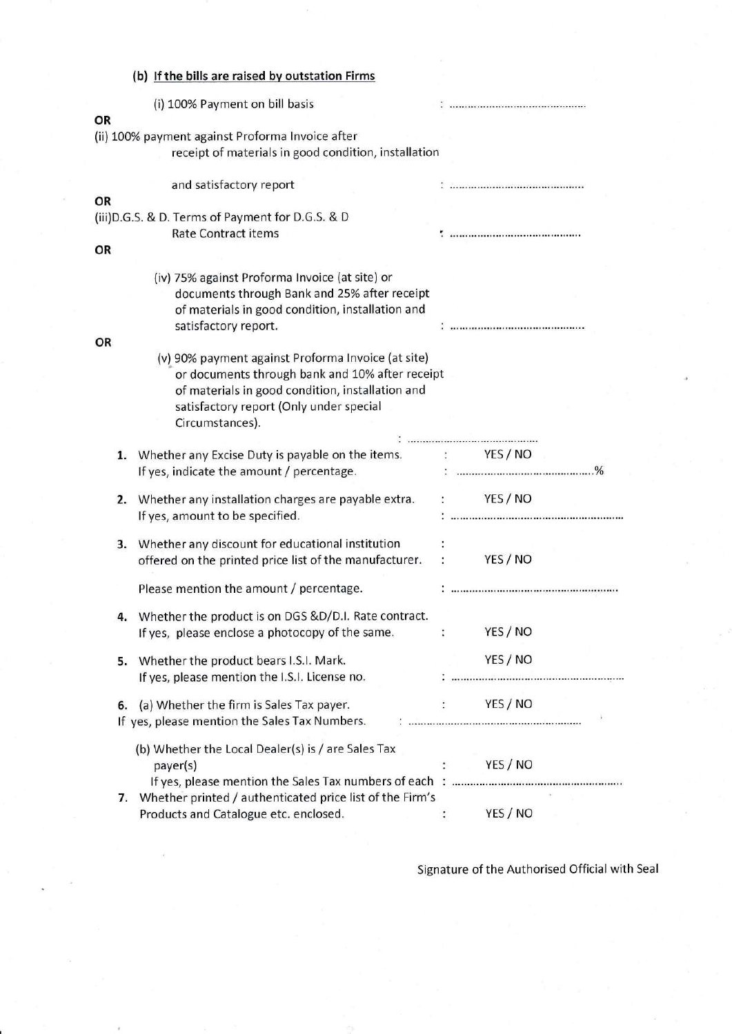**(b) If the bills are raised by outstation Firms**

(i) 100% Payment on bill basis : ..............................................

**OR**

(ii) 100% payment against Proforma Invoice after receipt of materials in good condition, installation and satisfactory report : ..............................................

**OR**

(iii)D.G.S. & D. Terms of Payment for D.G.S. & D Rate Contract items : ..............................................

**OR**

(iv) 75% against Proforma Invoice (at site) or documents through Bank and 25% after receipt of materials in good condition, installation and satisfactory report. : ..............................................

**OR**

(v) 90% payment against Proforma Invoice (at site) or documents through bank and 10% after receipt of materials in good condition, installation and satisfactory report (Only under special Circumstances). : ..............................................

1. Whether any Excise Duty is payable on the items. : YES / NO
   If yes, indicate the amount / percentage. : ..............................................%

2. Whether any installation charges are payable extra. : YES / NO
   If yes, amount to be specified. : ..............................................

3. Whether any discount for educational institution offered on the printed price list of the manufacturer. : YES / NO

   Please mention the amount / percentage. : ..............................................

4. Whether the product is on DGS &D/D.I. Rate contract. If yes, please enclose a photocopy of the same. : YES / NO

5. Whether the product bears I.S.I. Mark. YES / NO
   If yes, please mention the I.S.I. License no. : ..............................................

6. (a) Whether the firm is Sales Tax payer. : YES / NO
   If yes, please mention the Sales Tax Numbers. : ..............................................

   (b) Whether the Local Dealer(s) is / are Sales Tax payer(s) : YES / NO
   If yes, please mention the Sales Tax numbers of each : ..............................................

7. Whether printed / authenticated price list of the Firm's Products and Catalogue etc. enclosed. : YES / NO

Signature of the Authorised Official with Seal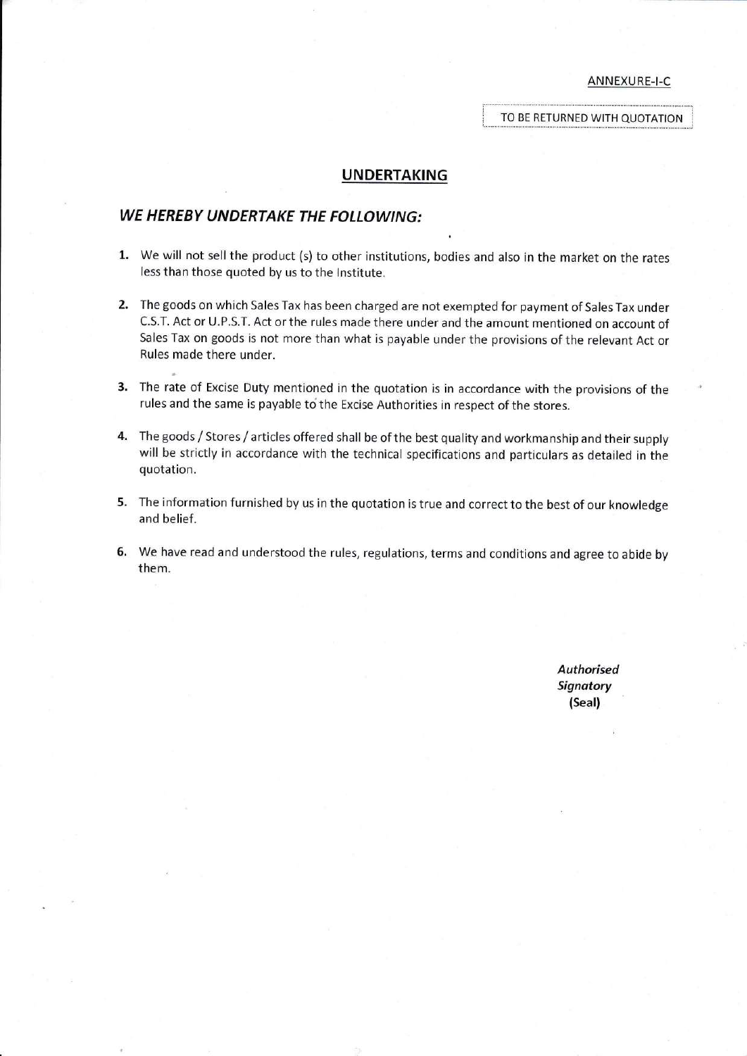ANNEXURE-I-C

TO BE RETURNED WITH QUOTATION

## UNDERTAKING

### *WE HEREBY UNDERTAKE THE FOLLOWING:*

1. We will not sell the product (s) to other institutions, bodies and also in the market on the rates less than those quoted by us to the Institute.

2. The goods on which Sales Tax has been charged are not exempted for payment of Sales Tax under C.S.T. Act or U.P.S.T. Act or the rules made there under and the amount mentioned on account of Sales Tax on goods is not more than what is payable under the provisions of the relevant Act or Rules made there under.

3. The rate of Excise Duty mentioned in the quotation is in accordance with the provisions of the rules and the same is payable to the Excise Authorities in respect of the stores.

4. The goods / Stores / articles offered shall be of the best quality and workmanship and their supply will be strictly in accordance with the technical specifications and particulars as detailed in the quotation.

5. The information furnished by us in the quotation is true and correct to the best of our knowledge and belief.

6. We have read and understood the rules, regulations, terms and conditions and agree to abide by them.

***Authorised Signatory***
**(Seal)**